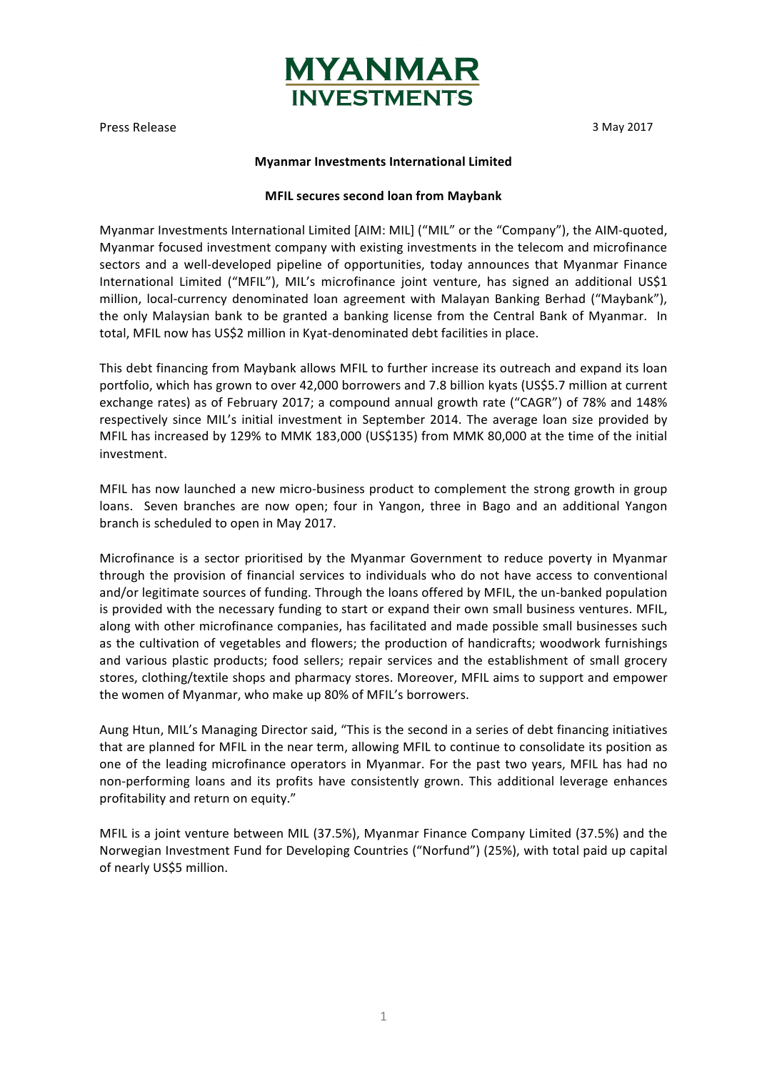MYANMAR INVESTMENTS

Press Release

3 May 2017

**Myanmar Investments International Limited**

**MFIL secures second loan from Maybank**

Myanmar Investments International Limited [AIM: MIL] ("MIL" or the "Company"), the AIM-quoted, Myanmar focused investment company with existing investments in the telecom and microfinance sectors and a well-developed pipeline of opportunities, today announces that Myanmar Finance International Limited ("MFIL"), MIL's microfinance joint venture, has signed an additional US$1 million, local-currency denominated loan agreement with Malayan Banking Berhad ("Maybank"), the only Malaysian bank to be granted a banking license from the Central Bank of Myanmar. In total, MFIL now has US$2 million in Kyat-denominated debt facilities in place.

This debt financing from Maybank allows MFIL to further increase its outreach and expand its loan portfolio, which has grown to over 42,000 borrowers and 7.8 billion kyats (US$5.7 million at current exchange rates) as of February 2017; a compound annual growth rate ("CAGR") of 78% and 148% respectively since MIL's initial investment in September 2014. The average loan size provided by MFIL has increased by 129% to MMK 183,000 (US$135) from MMK 80,000 at the time of the initial investment.

MFIL has now launched a new micro-business product to complement the strong growth in group loans. Seven branches are now open; four in Yangon, three in Bago and an additional Yangon branch is scheduled to open in May 2017.

Microfinance is a sector prioritised by the Myanmar Government to reduce poverty in Myanmar through the provision of financial services to individuals who do not have access to conventional and/or legitimate sources of funding. Through the loans offered by MFIL, the un-banked population is provided with the necessary funding to start or expand their own small business ventures. MFIL, along with other microfinance companies, has facilitated and made possible small businesses such as the cultivation of vegetables and flowers; the production of handicrafts; woodwork furnishings and various plastic products; food sellers; repair services and the establishment of small grocery stores, clothing/textile shops and pharmacy stores. Moreover, MFIL aims to support and empower the women of Myanmar, who make up 80% of MFIL's borrowers.

Aung Htun, MIL's Managing Director said, "This is the second in a series of debt financing initiatives that are planned for MFIL in the near term, allowing MFIL to continue to consolidate its position as one of the leading microfinance operators in Myanmar. For the past two years, MFIL has had no non-performing loans and its profits have consistently grown. This additional leverage enhances profitability and return on equity."

MFIL is a joint venture between MIL (37.5%), Myanmar Finance Company Limited (37.5%) and the Norwegian Investment Fund for Developing Countries ("Norfund") (25%), with total paid up capital of nearly US$5 million.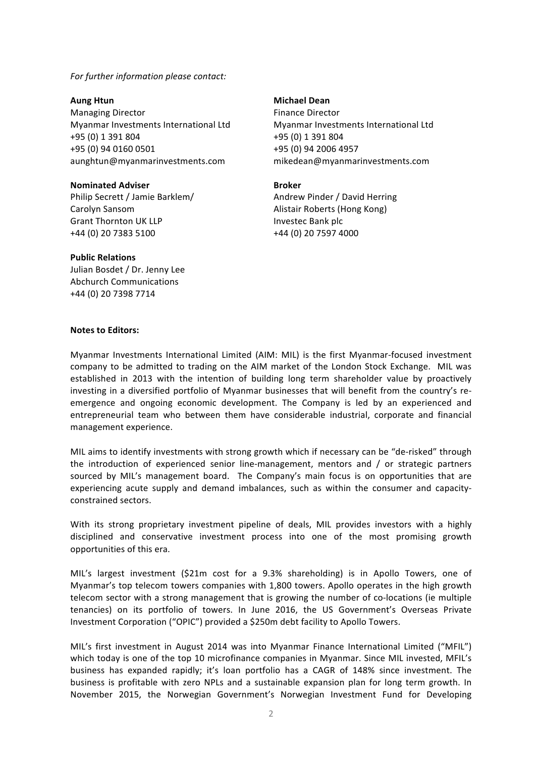*For further information please contact:*

**Aung Htun**
Managing Director
Myanmar Investments International Ltd
+95 (0) 1 391 804
+95 (0) 94 0160 0501
aunghtun@myanmarinvestments.com

**Michael Dean**
Finance Director
Myanmar Investments International Ltd
+95 (0) 1 391 804
+95 (0) 94 2006 4957
mikedean@myanmarinvestments.com

**Nominated Adviser**
Philip Secrett / Jamie Barklem/
Carolyn Sansom
Grant Thornton UK LLP
+44 (0) 20 7383 5100

**Broker**
Andrew Pinder / David Herring
Alistair Roberts (Hong Kong)
Investec Bank plc
+44 (0) 20 7597 4000

**Public Relations**
Julian Bosdet / Dr. Jenny Lee
Abchurch Communications
+44 (0) 20 7398 7714

**Notes to Editors:**

Myanmar Investments International Limited (AIM: MIL) is the first Myanmar-focused investment company to be admitted to trading on the AIM market of the London Stock Exchange. MIL was established in 2013 with the intention of building long term shareholder value by proactively investing in a diversified portfolio of Myanmar businesses that will benefit from the country's re-emergence and ongoing economic development. The Company is led by an experienced and entrepreneurial team who between them have considerable industrial, corporate and financial management experience.

MIL aims to identify investments with strong growth which if necessary can be "de-risked" through the introduction of experienced senior line-management, mentors and / or strategic partners sourced by MIL's management board. The Company's main focus is on opportunities that are experiencing acute supply and demand imbalances, such as within the consumer and capacity-constrained sectors.

With its strong proprietary investment pipeline of deals, MIL provides investors with a highly disciplined and conservative investment process into one of the most promising growth opportunities of this era.

MIL's largest investment ($21m cost for a 9.3% shareholding) is in Apollo Towers, one of Myanmar's top telecom towers companies with 1,800 towers. Apollo operates in the high growth telecom sector with a strong management that is growing the number of co-locations (ie multiple tenancies) on its portfolio of towers. In June 2016, the US Government's Overseas Private Investment Corporation ("OPIC") provided a $250m debt facility to Apollo Towers.

MIL's first investment in August 2014 was into Myanmar Finance International Limited ("MFIL") which today is one of the top 10 microfinance companies in Myanmar. Since MIL invested, MFIL's business has expanded rapidly; it's loan portfolio has a CAGR of 148% since investment. The business is profitable with zero NPLs and a sustainable expansion plan for long term growth. In November 2015, the Norwegian Government's Norwegian Investment Fund for Developing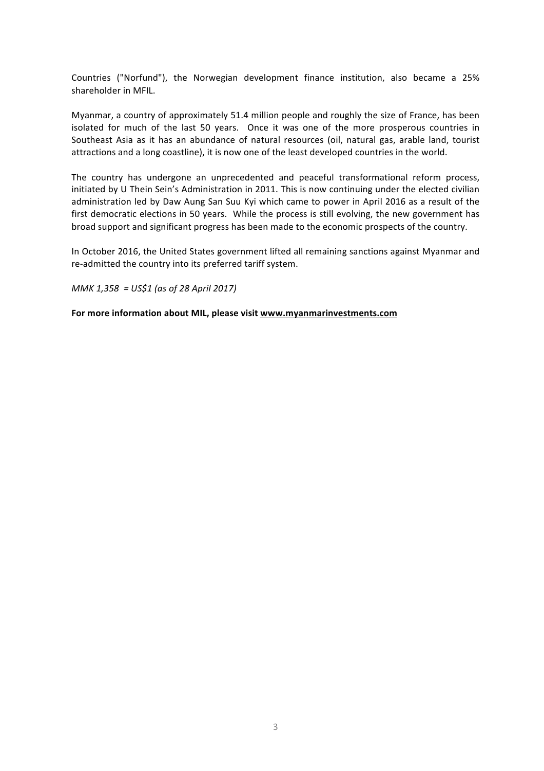Countries ("Norfund"), the Norwegian development finance institution, also became a 25% shareholder in MFIL.

Myanmar, a country of approximately 51.4 million people and roughly the size of France, has been isolated for much of the last 50 years. Once it was one of the more prosperous countries in Southeast Asia as it has an abundance of natural resources (oil, natural gas, arable land, tourist attractions and a long coastline), it is now one of the least developed countries in the world.

The country has undergone an unprecedented and peaceful transformational reform process, initiated by U Thein Sein's Administration in 2011. This is now continuing under the elected civilian administration led by Daw Aung San Suu Kyi which came to power in April 2016 as a result of the first democratic elections in 50 years. While the process is still evolving, the new government has broad support and significant progress has been made to the economic prospects of the country.

In October 2016, the United States government lifted all remaining sanctions against Myanmar and re-admitted the country into its preferred tariff system.

*MMK 1,358 = US$1 (as of 28 April 2017)*

**For more information about MIL, please visit www.myanmarinvestments.com**